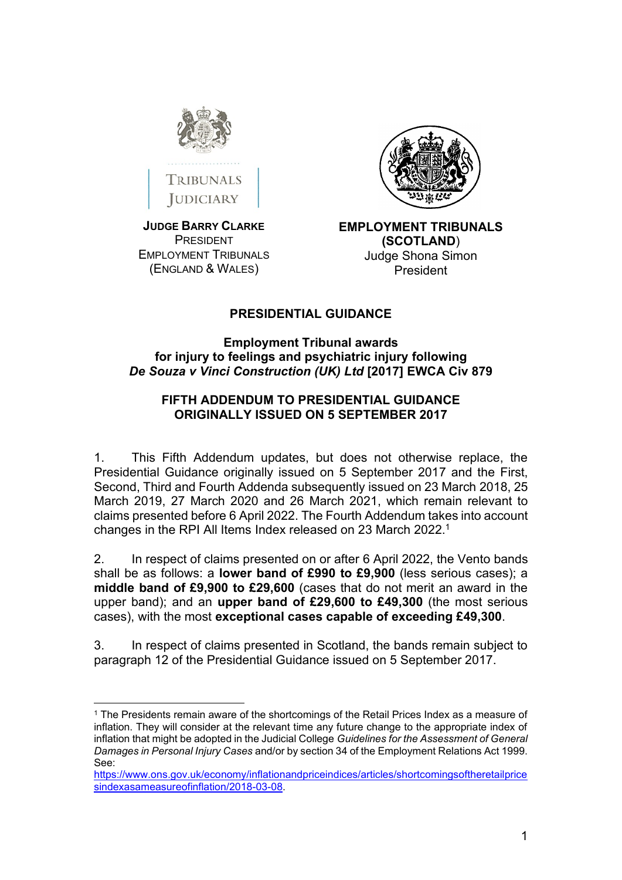**JUDGE BARRY CLARKE**
PRESIDENT
EMPLOYMENT TRIBUNALS
(ENGLAND & WALES)

**EMPLOYMENT TRIBUNALS (SCOTLAND)**
Judge Shona Simon
President

# PRESIDENTIAL GUIDANCE

## Employment Tribunal awards for injury to feelings and psychiatric injury following *De Souza v Vinci Construction (UK) Ltd* [2017] EWCA Civ 879

## FIFTH ADDENDUM TO PRESIDENTIAL GUIDANCE ORIGINALLY ISSUED ON 5 SEPTEMBER 2017

1. This Fifth Addendum updates, but does not otherwise replace, the Presidential Guidance originally issued on 5 September 2017 and the First, Second, Third and Fourth Addenda subsequently issued on 23 March 2018, 25 March 2019, 27 March 2020 and 26 March 2021, which remain relevant to claims presented before 6 April 2022. The Fourth Addendum takes into account changes in the RPI All Items Index released on 23 March 2022.[1]

2. In respect of claims presented on or after 6 April 2022, the Vento bands shall be as follows: a **lower band of £990 to £9,900** (less serious cases); a **middle band of £9,900 to £29,600** (cases that do not merit an award in the upper band); and an **upper band of £29,600 to £49,300** (the most serious cases), with the most **exceptional cases capable of exceeding £49,300**.

3. In respect of claims presented in Scotland, the bands remain subject to paragraph 12 of the Presidential Guidance issued on 5 September 2017.

---

[1] The Presidents remain aware of the shortcomings of the Retail Prices Index as a measure of inflation. They will consider at the relevant time any future change to the appropriate index of inflation that might be adopted in the Judicial College *Guidelines for the Assessment of General Damages in Personal Injury Cases* and/or by section 34 of the Employment Relations Act 1999. See: https://www.ons.gov.uk/economy/inflationandpriceindices/articles/shortcomingsoftheretailpricesindexasameasureofinflation/2018-03-08.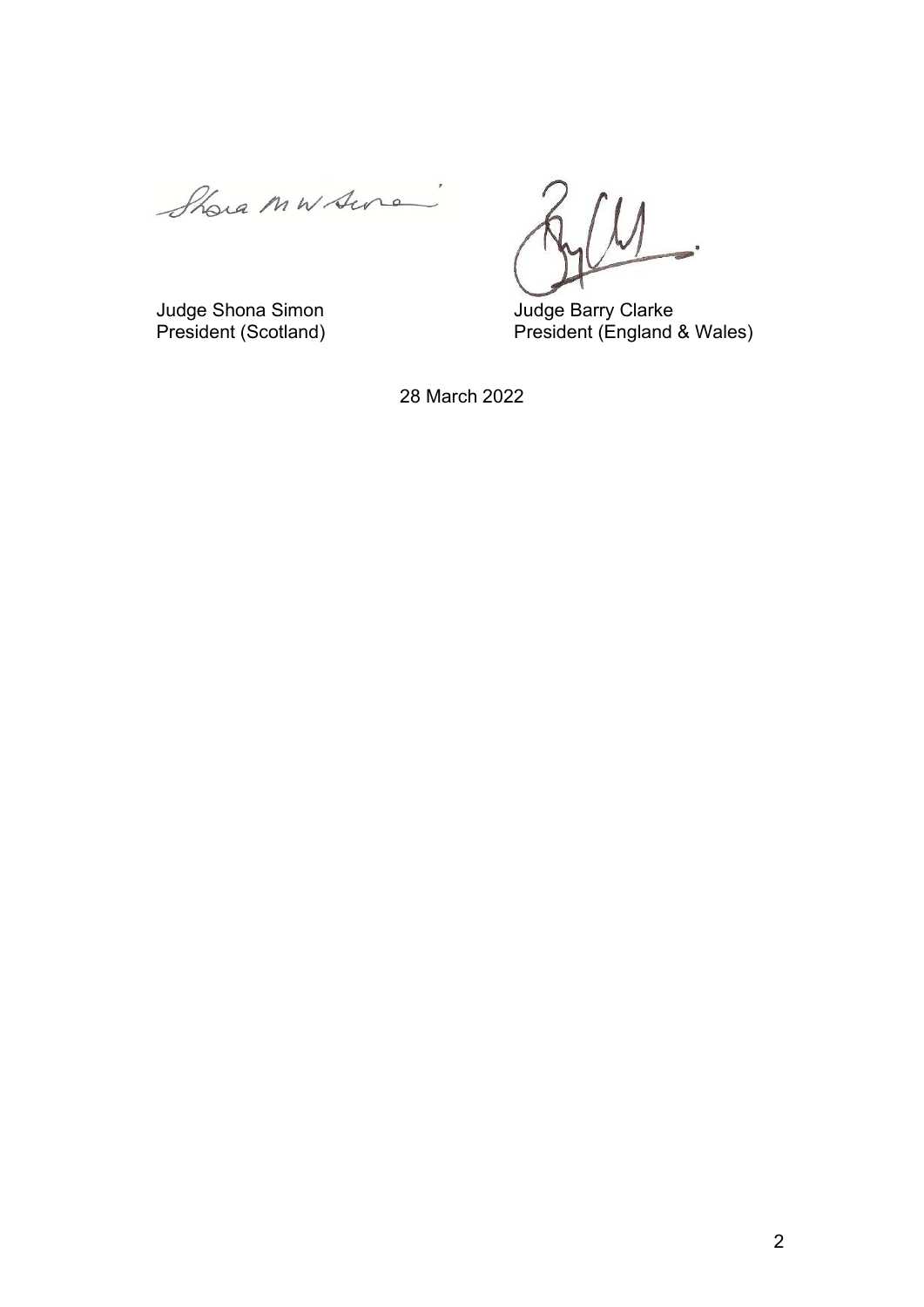Judge Shona Simon
President (Scotland)

Judge Barry Clarke
President (England & Wales)

28 March 2022